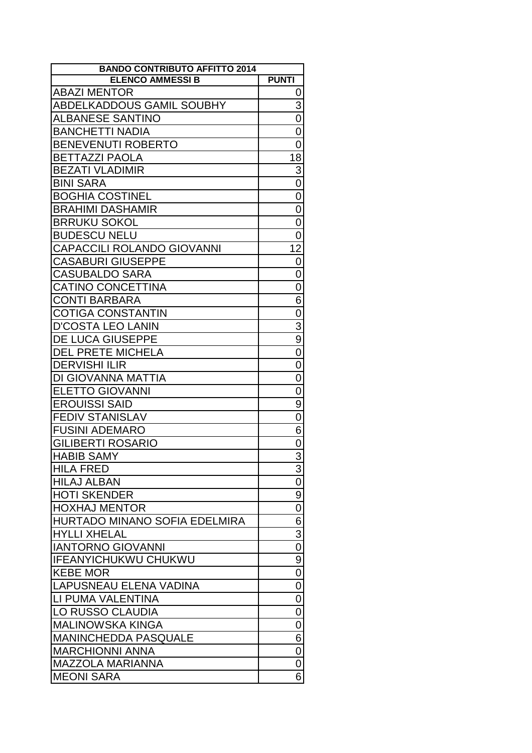| BANDO CONTRIBUTO AFFITTO 2014 | |
|---|---|
| ELENCO AMMESSI B | PUNTI |
| ABAZI MENTOR | 0 |
| ABDELKADDOUS GAMIL SOUBHY | 3 |
| ALBANESE SANTINO | 0 |
| BANCHETTI NADIA | 0 |
| BENEVENUTI ROBERTO | 0 |
| BETTAZZI PAOLA | 18 |
| BEZATI VLADIMIR | 3 |
| BINI SARA | 0 |
| BOGHIA COSTINEL | 0 |
| BRAHIMI DASHAMIR | 0 |
| BRRUKU SOKOL | 0 |
| BUDESCU NELU | 0 |
| CAPACCILI ROLANDO GIOVANNI | 12 |
| CASABURI GIUSEPPE | 0 |
| CASUBALDO SARA | 0 |
| CATINO CONCETTINA | 0 |
| CONTI BARBARA | 6 |
| COTIGA CONSTANTIN | 0 |
| D'COSTA LEO LANIN | 3 |
| DE LUCA GIUSEPPE | 9 |
| DEL PRETE MICHELA | 0 |
| DERVISHI ILIR | 0 |
| DI GIOVANNA MATTIA | 0 |
| ELETTO GIOVANNI | 0 |
| EROUISSI SAID | 9 |
| FEDIV STANISLAV | 0 |
| FUSINI ADEMARO | 6 |
| GILIBERTI ROSARIO | 0 |
| HABIB SAMY | 3 |
| HILA FRED | 3 |
| HILAJ ALBAN | 0 |
| HOTI SKENDER | 9 |
| HOXHAJ MENTOR | 0 |
| HURTADO MINANO SOFIA EDELMIRA | 6 |
| HYLLI XHELAL | 3 |
| IANTORNO GIOVANNI | 0 |
| IFEANYICHUKWU CHUKWU | 9 |
| KEBE MOR | 0 |
| LAPUSNEAU ELENA VADINA | 0 |
| LI PUMA VALENTINA | 0 |
| LO RUSSO CLAUDIA | 0 |
| MALINOWSKA KINGA | 0 |
| MANINCHEDDA PASQUALE | 6 |
| MARCHIONNI ANNA | 0 |
| MAZZOLA MARIANNA | 0 |
| MEONI SARA | 6 |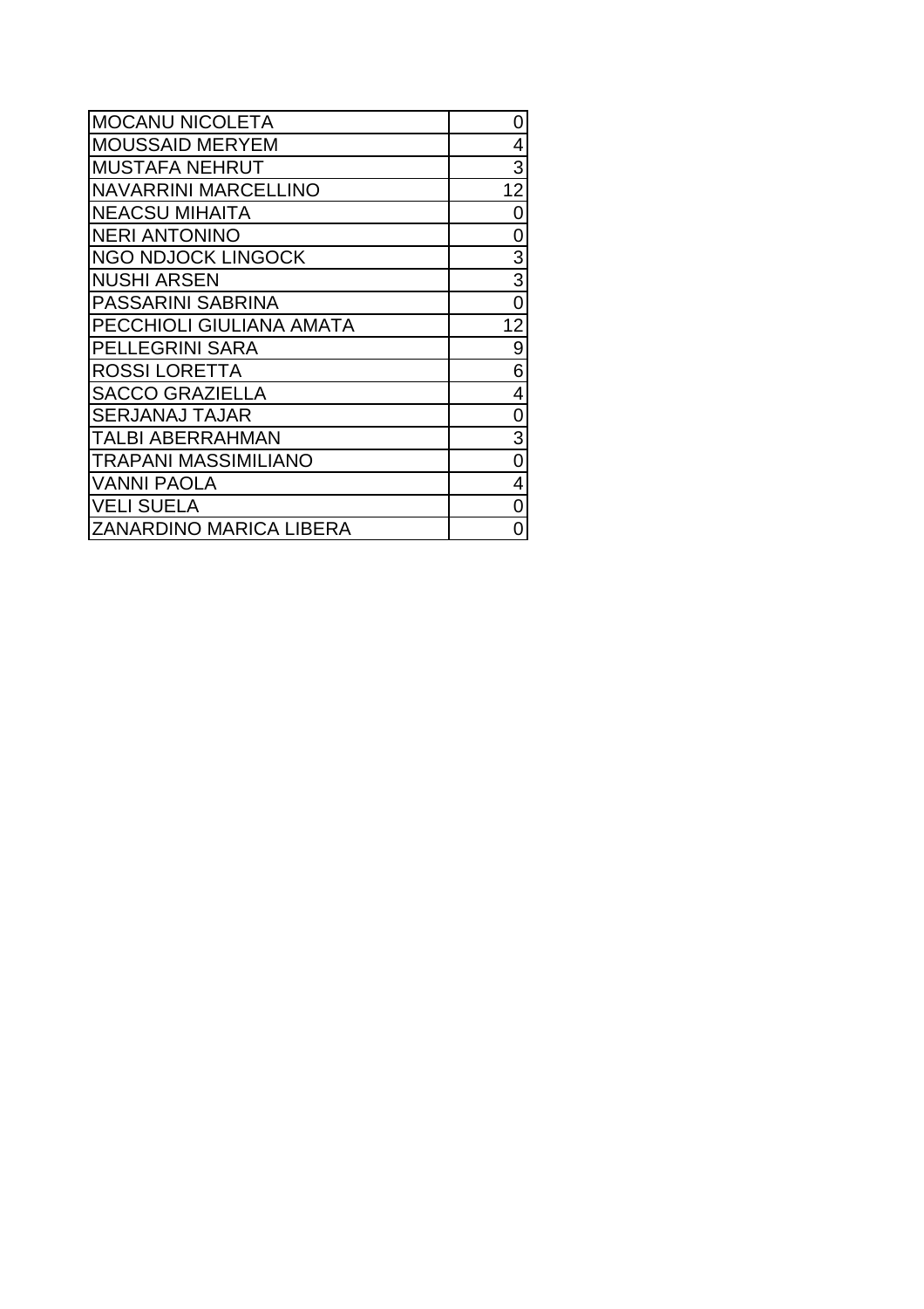| | |
|---|---|
| MOCANU NICOLETA | 0 |
| MOUSSAID MERYEM | 4 |
| MUSTAFA NEHRUT | 3 |
| NAVARRINI MARCELLINO | 12 |
| NEACSU MIHAITA | 0 |
| NERI ANTONINO | 0 |
| NGO NDJOCK LINGOCK | 3 |
| NUSHI ARSEN | 3 |
| PASSARINI SABRINA | 0 |
| PECCHIOLI GIULIANA AMATA | 12 |
| PELLEGRINI SARA | 9 |
| ROSSI LORETTA | 6 |
| SACCO GRAZIELLA | 4 |
| SERJANAJ TAJAR | 0 |
| TALBI ABERRAHMAN | 3 |
| TRAPANI MASSIMILIANO | 0 |
| VANNI PAOLA | 4 |
| VELI SUELA | 0 |
| ZANARDINO MARICA LIBERA | 0 |